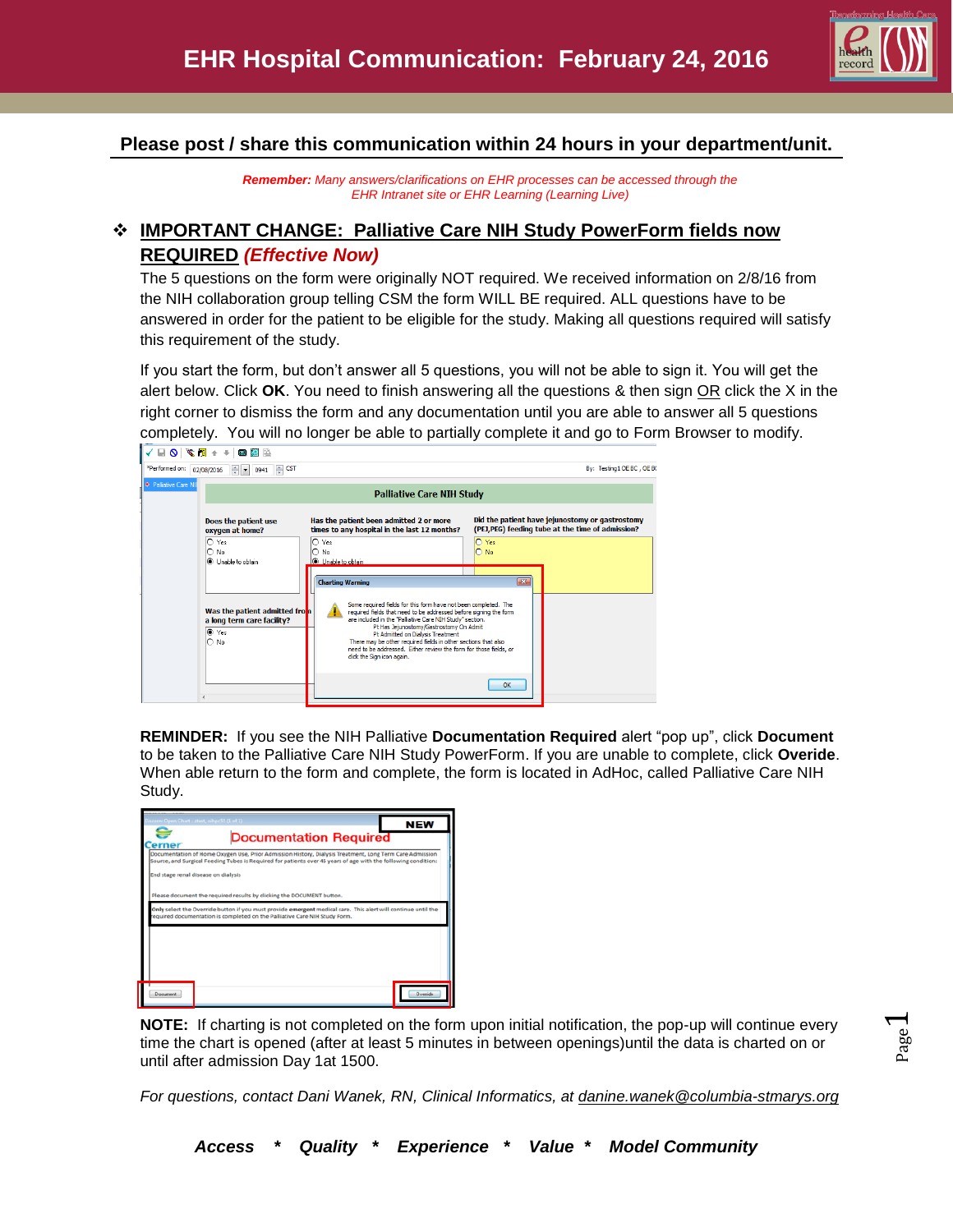# EHR Hospital Communication: February 24, 2016

**Please post / share this communication within 24 hours in your department/unit.**

***Remember:*** *Many answers/clarifications on EHR processes can be accessed through the EHR Intranet site or EHR Learning (Learning Live)*

## ❖ IMPORTANT CHANGE: Palliative Care NIH Study PowerForm fields now REQUIRED *(Effective Now)*

The 5 questions on the form were originally NOT required. We received information on 2/8/16 from the NIH collaboration group telling CSM the form WILL BE required. ALL questions have to be answered in order for the patient to be eligible for the study. Making all questions required will satisfy this requirement of the study.

If you start the form, but don't answer all 5 questions, you will not be able to sign it. You will get the alert below. Click **OK**. You need to finish answering all the questions & then sign OR click the X in the right corner to dismiss the form and any documentation until you are able to answer all 5 questions completely. You will no longer be able to partially complete it and go to Form Browser to modify.

**REMINDER:** If you see the NIH Palliative **Documentation Required** alert "pop up", click **Document** to be taken to the Palliative Care NIH Study PowerForm. If you are unable to complete, click **Override**. When able return to the form and complete, the form is located in AdHoc, called Palliative Care NIH Study.

**NOTE:** If charting is not completed on the form upon initial notification, the pop-up will continue every time the chart is opened (after at least 5 minutes in between openings)until the data is charted on or until after admission Day 1at 1500.

*For questions, contact Dani Wanek, RN, Clinical Informatics, at danine.wanek@columbia-stmarys.org*

***Access * Quality * Experience * Value * Model Community***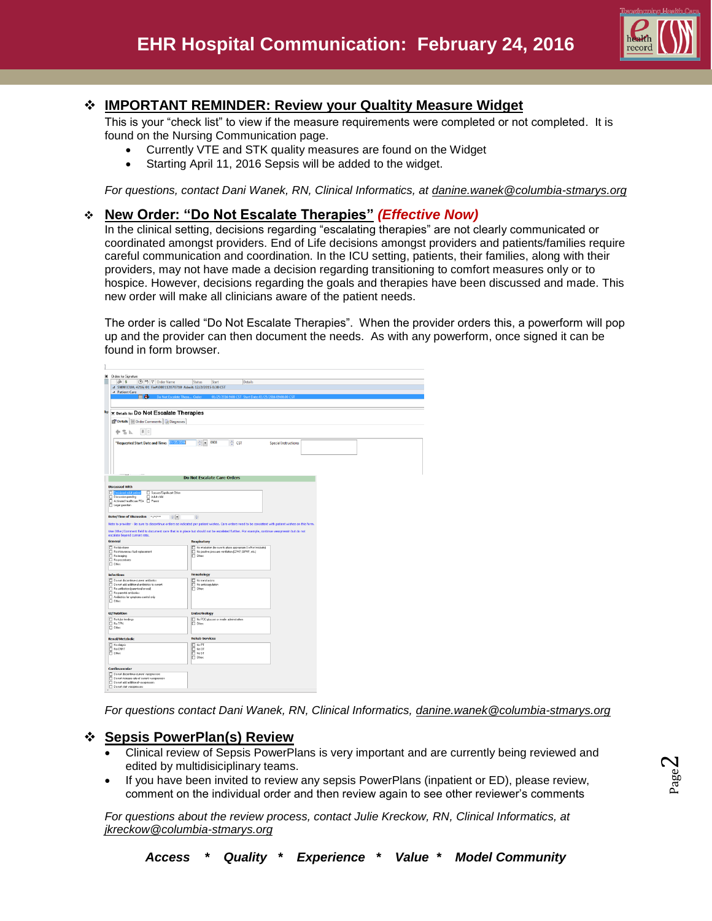## IMPORTANT REMINDER: Review your Qualtity Measure Widget

This is your "check list" to view if the measure requirements were completed or not completed. It is found on the Nursing Communication page.

- Currently VTE and STK quality measures are found on the Widget
- Starting April 11, 2016 Sepsis will be added to the widget.

*For questions, contact Dani Wanek, RN, Clinical Informatics, at danine.wanek@columbia-stmarys.org*

## New Order: "Do Not Escalate Therapies" *(Effective Now)*

In the clinical setting, decisions regarding "escalating therapies" are not clearly communicated or coordinated amongst providers. End of Life decisions amongst providers and patients/families require careful communication and coordination. In the ICU setting, patients, their families, along with their providers, may not have made a decision regarding transitioning to comfort measures only or to hospice. However, decisions regarding the goals and therapies have been discussed and made. This new order will make all clinicians aware of the patient needs.

The order is called "Do Not Escalate Therapies". When the provider orders this, a powerform will pop up and the provider can then document the needs. As with any powerform, once signed it can be found in form browser.

*For questions contact Dani Wanek, RN, Clinical Informatics, danine.wanek@columbia-stmarys.org*

## Sepsis PowerPlan(s) Review

- Clinical review of Sepsis PowerPlans is very important and are currently being reviewed and edited by multidisiciplinary teams.
- If you have been invited to review any sepsis PowerPlans (inpatient or ED), please review, comment on the individual order and then review again to see other reviewer's comments

*For questions about the review process, contact Julie Kreckow, RN, Clinical Informatics, at jkreckow@columbia-stmarys.org*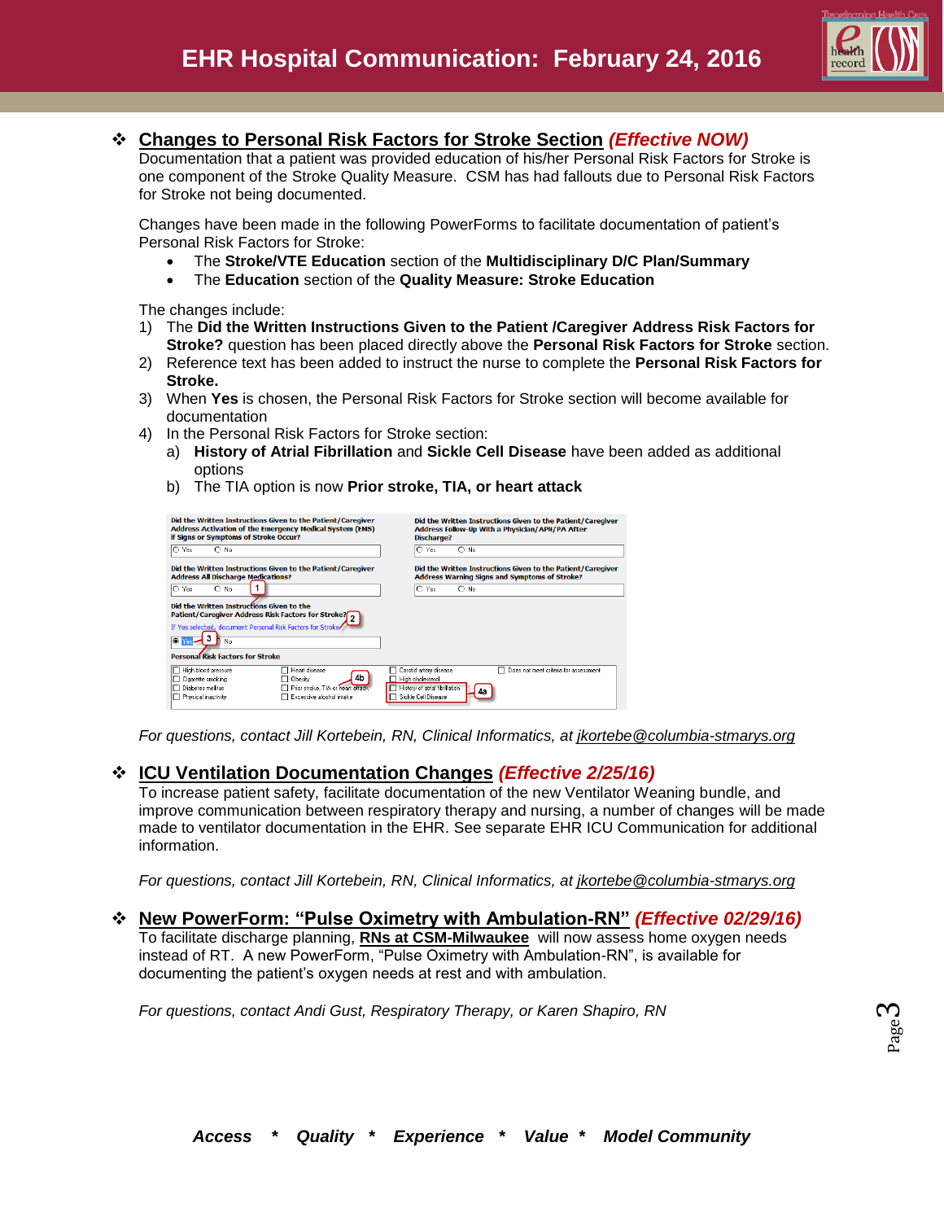# EHR Hospital Communication: February 24, 2016

## ❖ Changes to Personal Risk Factors for Stroke Section *(Effective NOW)*

Documentation that a patient was provided education of his/her Personal Risk Factors for Stroke is one component of the Stroke Quality Measure. CSM has had fallouts due to Personal Risk Factors for Stroke not being documented.

Changes have been made in the following PowerForms to facilitate documentation of patient's Personal Risk Factors for Stroke:

- The **Stroke/VTE Education** section of the **Multidisciplinary D/C Plan/Summary**
- The **Education** section of the **Quality Measure: Stroke Education**

The changes include:

1) The **Did the Written Instructions Given to the Patient /Caregiver Address Risk Factors for Stroke?** question has been placed directly above the **Personal Risk Factors for Stroke** section.
2) Reference text has been added to instruct the nurse to complete the **Personal Risk Factors for Stroke.**
3) When **Yes** is chosen, the Personal Risk Factors for Stroke section will become available for documentation
4) In the Personal Risk Factors for Stroke section:
   a) **History of Atrial Fibrillation** and **Sickle Cell Disease** have been added as additional options
   b) The TIA option is now **Prior stroke, TIA, or heart attack**

*For questions, contact Jill Kortebein, RN, Clinical Informatics, at jkortebe@columbia-stmarys.org*

## ❖ ICU Ventilation Documentation Changes *(Effective 2/25/16)*

To increase patient safety, facilitate documentation of the new Ventilator Weaning bundle, and improve communication between respiratory therapy and nursing, a number of changes will be made made to ventilator documentation in the EHR. See separate EHR ICU Communication for additional information.

*For questions, contact Jill Kortebein, RN, Clinical Informatics, at jkortebe@columbia-stmarys.org*

## ❖ New PowerForm: "Pulse Oximetry with Ambulation-RN" *(Effective 02/29/16)*

To facilitate discharge planning, **RNs at CSM-Milwaukee** will now assess home oxygen needs instead of RT. A new PowerForm, "Pulse Oximetry with Ambulation-RN", is available for documenting the patient's oxygen needs at rest and with ambulation.

*For questions, contact Andi Gust, Respiratory Therapy, or Karen Shapiro, RN*

***Access * Quality * Experience * Value * Model Community***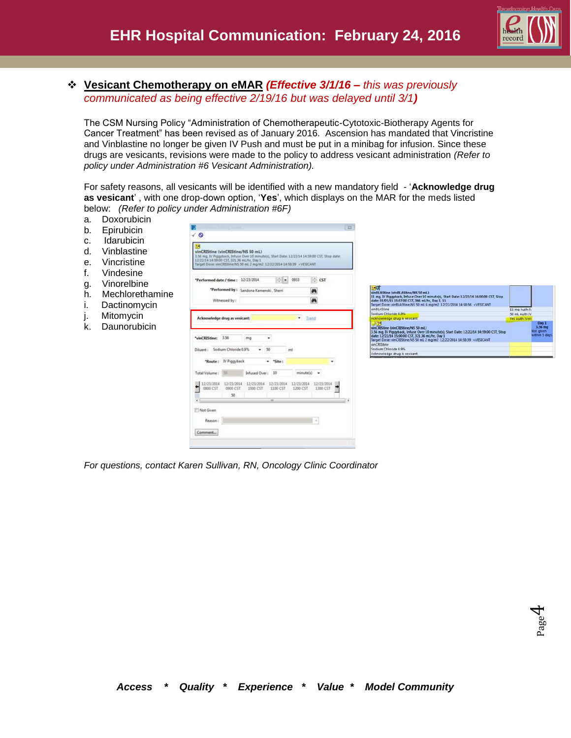# EHR Hospital Communication: February 24, 2016

## ❖ Vesicant Chemotherapy on eMAR *(Effective 3/1/16 – this was previously communicated as being effective 2/19/16 but was delayed until 3/1)*

The CSM Nursing Policy "Administration of Chemotherapeutic-Cytotoxic-Biotherapy Agents for Cancer Treatment" has been revised as of January 2016. Ascension has mandated that Vincristine and Vinblastine no longer be given IV Push and must be put in a minibag for infusion. Since these drugs are vesicants, revisions were made to the policy to address vesicant administration *(Refer to policy under Administration #6 Vesicant Administration).*

For safety reasons, all vesicants will be identified with a new mandatory field - '**Acknowledge drug as vesicant**', with one drop-down option, '**Yes**', which displays on the MAR for the meds listed below: *(Refer to policy under Administration #6F)*

a. Doxorubicin
b. Epirubicin
c. Idarubicin
d. Vinblastine
e. Vincristine
f. Vindesine
g. Vinorelbine
h. Mechlorethamine
i. Dactinomycin
j. Mitomycin
k. Daunorubicin

*For questions, contact Karen Sullivan, RN, Oncology Clinic Coordinator*

***Access * Quality * Experience * Value * Model Community***